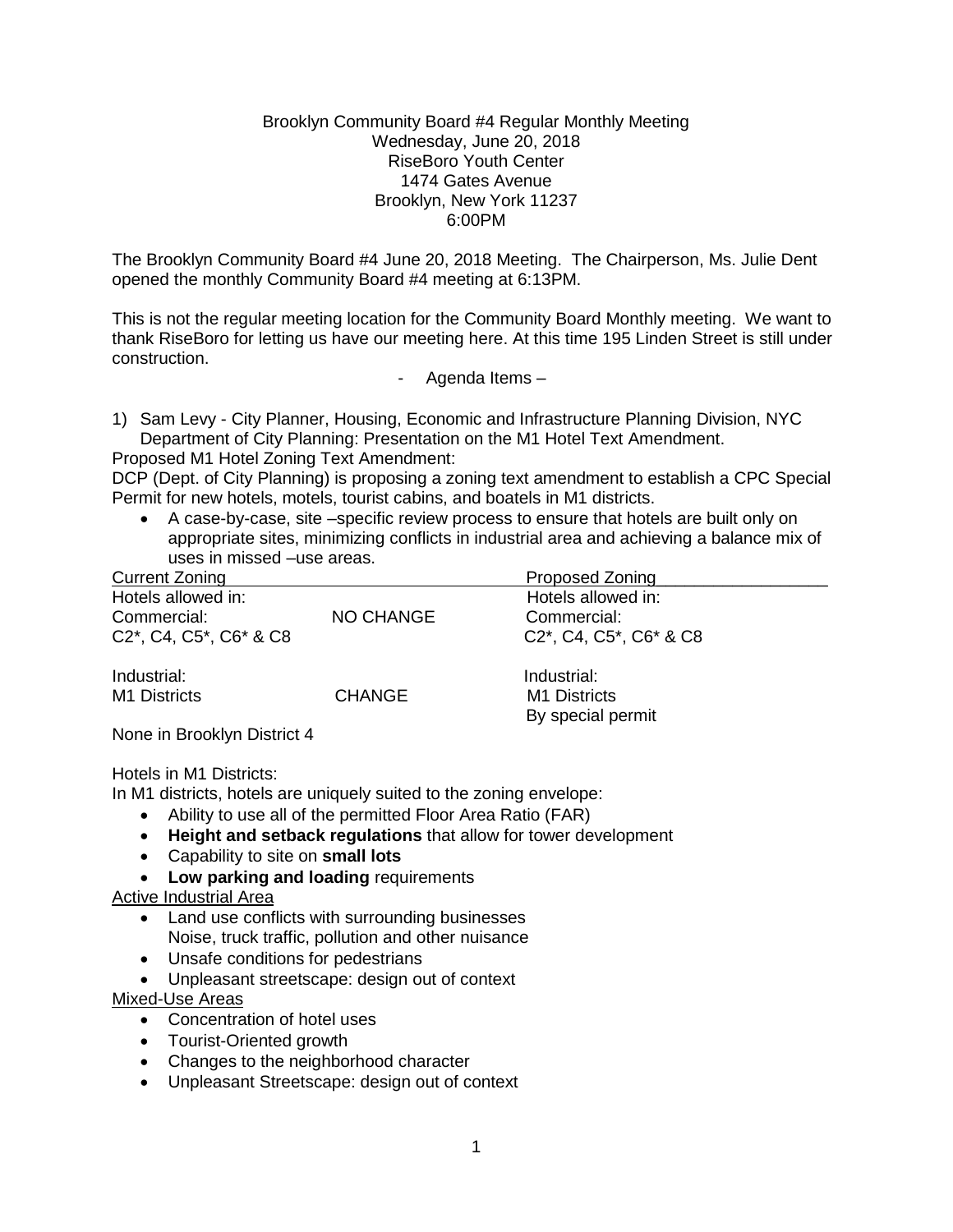Brooklyn Community Board #4 Regular Monthly Meeting
Wednesday, June 20, 2018
RiseBoro Youth Center
1474 Gates Avenue
Brooklyn, New York 11237
6:00PM

The Brooklyn Community Board #4 June 20, 2018 Meeting. The Chairperson, Ms. Julie Dent opened the monthly Community Board #4 meeting at 6:13PM.

This is not the regular meeting location for the Community Board Monthly meeting. We want to thank RiseBoro for letting us have our meeting here. At this time 195 Linden Street is still under construction.

- Agenda Items –

1) Sam Levy - City Planner, Housing, Economic and Infrastructure Planning Division, NYC Department of City Planning: Presentation on the M1 Hotel Text Amendment.

Proposed M1 Hotel Zoning Text Amendment:

DCP (Dept. of City Planning) is proposing a zoning text amendment to establish a CPC Special Permit for new hotels, motels, tourist cabins, and boatels in M1 districts.

- A case-by-case, site –specific review process to ensure that hotels are built only on appropriate sites, minimizing conflicts in industrial area and achieving a balance mix of uses in missed –use areas.

| Current Zoning | | Proposed Zoning |
|---|---|---|
| Hotels allowed in: | | Hotels allowed in: |
| Commercial: | NO CHANGE | Commercial: |
| C2*, C4, C5*, C6* & C8 | | C2*, C4, C5*, C6* & C8 |
| Industrial: | | Industrial: |
| M1 Districts | CHANGE | M1 Districts |
| | | By special permit |

None in Brooklyn District 4

Hotels in M1 Districts:

In M1 districts, hotels are uniquely suited to the zoning envelope:

- Ability to use all of the permitted Floor Area Ratio (FAR)
- **Height and setback regulations** that allow for tower development
- Capability to site on **small lots**
- **Low parking and loading** requirements

Active Industrial Area

- Land use conflicts with surrounding businesses
  Noise, truck traffic, pollution and other nuisance
- Unsafe conditions for pedestrians
- Unpleasant streetscape: design out of context

Mixed-Use Areas

- Concentration of hotel uses
- Tourist-Oriented growth
- Changes to the neighborhood character
- Unpleasant Streetscape: design out of context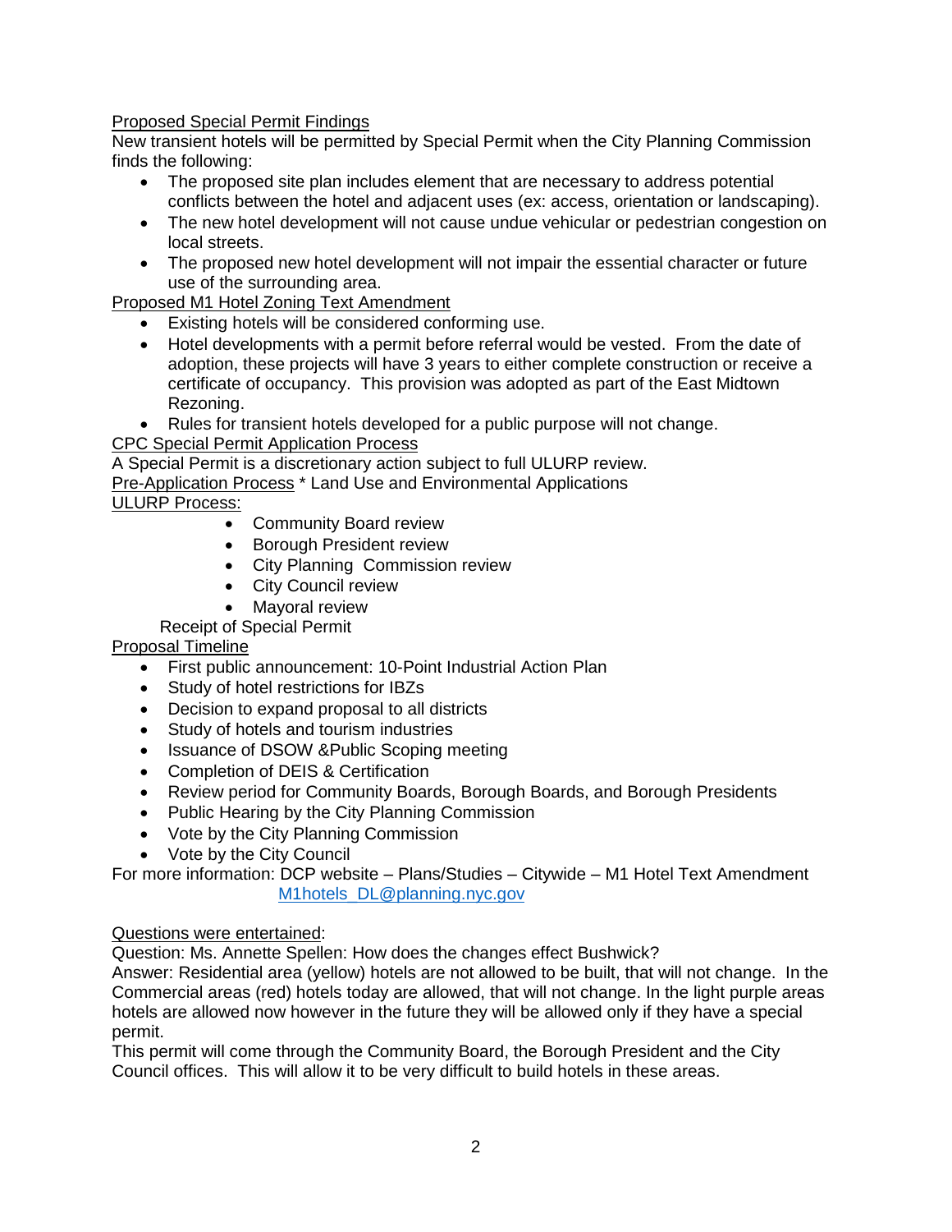Proposed Special Permit Findings

New transient hotels will be permitted by Special Permit when the City Planning Commission finds the following:

- The proposed site plan includes element that are necessary to address potential conflicts between the hotel and adjacent uses (ex: access, orientation or landscaping).
- The new hotel development will not cause undue vehicular or pedestrian congestion on local streets.
- The proposed new hotel development will not impair the essential character or future use of the surrounding area.

Proposed M1 Hotel Zoning Text Amendment

- Existing hotels will be considered conforming use.
- Hotel developments with a permit before referral would be vested. From the date of adoption, these projects will have 3 years to either complete construction or receive a certificate of occupancy. This provision was adopted as part of the East Midtown Rezoning.
- Rules for transient hotels developed for a public purpose will not change.

CPC Special Permit Application Process

A Special Permit is a discretionary action subject to full ULURP review.

Pre-Application Process * Land Use and Environmental Applications

ULURP Process:

- Community Board review
- Borough President review
- City Planning Commission review
- City Council review
- Mayoral review

Receipt of Special Permit

Proposal Timeline

- First public announcement: 10-Point Industrial Action Plan
- Study of hotel restrictions for IBZs
- Decision to expand proposal to all districts
- Study of hotels and tourism industries
- Issuance of DSOW &Public Scoping meeting
- Completion of DEIS & Certification
- Review period for Community Boards, Borough Boards, and Borough Presidents
- Public Hearing by the City Planning Commission
- Vote by the City Planning Commission
- Vote by the City Council

For more information: DCP website – Plans/Studies – Citywide – M1 Hotel Text Amendment
M1hotels_DL@planning.nyc.gov

Questions were entertained:

Question: Ms. Annette Spellen: How does the changes effect Bushwick?

Answer: Residential area (yellow) hotels are not allowed to be built, that will not change. In the Commercial areas (red) hotels today are allowed, that will not change. In the light purple areas hotels are allowed now however in the future they will be allowed only if they have a special permit.

This permit will come through the Community Board, the Borough President and the City Council offices. This will allow it to be very difficult to build hotels in these areas.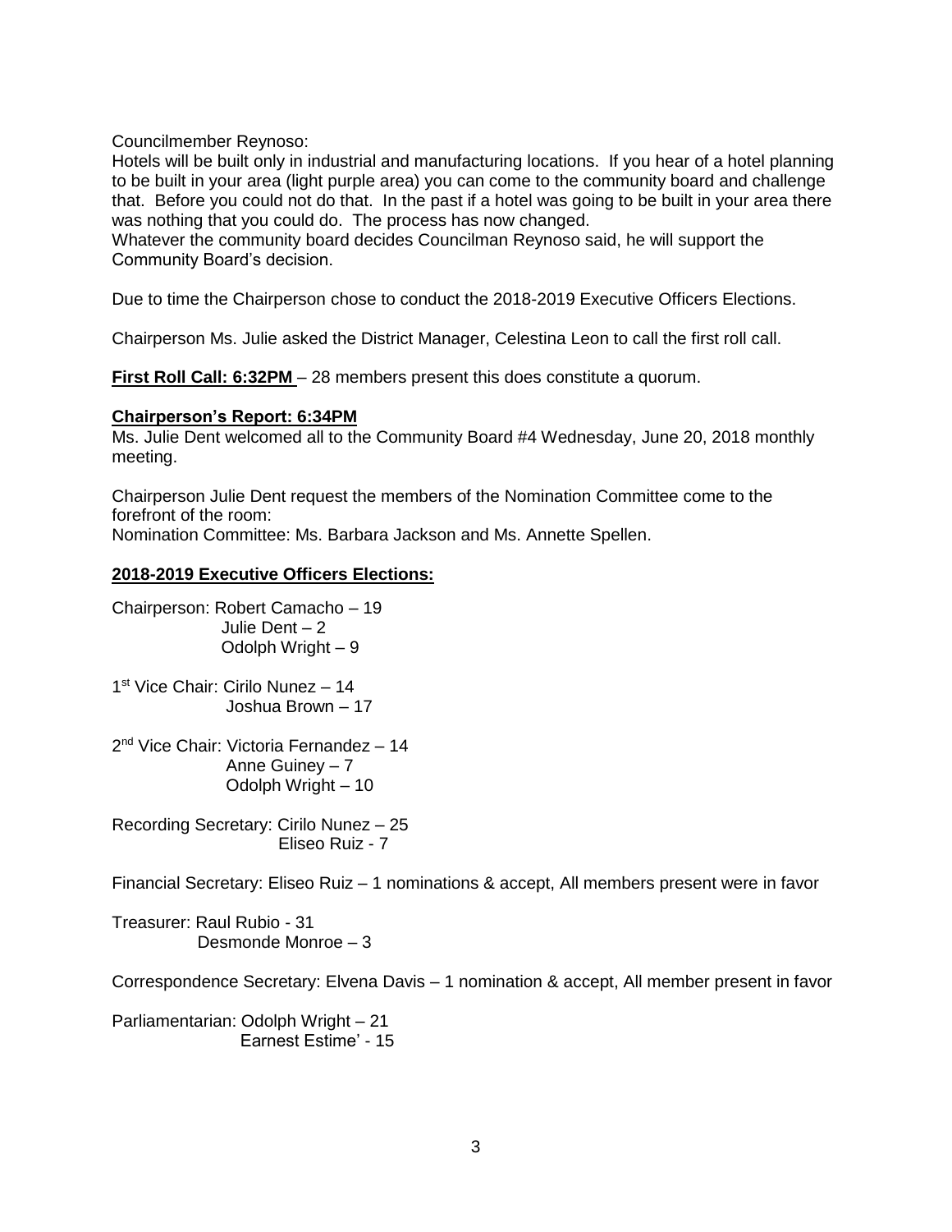Councilmember Reynoso:
Hotels will be built only in industrial and manufacturing locations. If you hear of a hotel planning to be built in your area (light purple area) you can come to the community board and challenge that. Before you could not do that. In the past if a hotel was going to be built in your area there was nothing that you could do. The process has now changed.
Whatever the community board decides Councilman Reynoso said, he will support the Community Board's decision.

Due to time the Chairperson chose to conduct the 2018-2019 Executive Officers Elections.

Chairperson Ms. Julie asked the District Manager, Celestina Leon to call the first roll call.

**First Roll Call: 6:32PM** – 28 members present this does constitute a quorum.

**Chairperson's Report: 6:34PM**
Ms. Julie Dent welcomed all to the Community Board #4 Wednesday, June 20, 2018 monthly meeting.

Chairperson Julie Dent request the members of the Nomination Committee come to the forefront of the room:
Nomination Committee: Ms. Barbara Jackson and Ms. Annette Spellen.

**2018-2019 Executive Officers Elections:**

Chairperson: Robert Camacho – 19
Julie Dent – 2
Odolph Wright – 9

1st Vice Chair: Cirilo Nunez – 14
Joshua Brown – 17

2nd Vice Chair: Victoria Fernandez – 14
Anne Guiney – 7
Odolph Wright – 10

Recording Secretary: Cirilo Nunez – 25
Eliseo Ruiz - 7

Financial Secretary: Eliseo Ruiz – 1 nominations & accept, All members present were in favor

Treasurer: Raul Rubio - 31
Desmonde Monroe – 3

Correspondence Secretary: Elvena Davis – 1 nomination & accept, All member present in favor

Parliamentarian: Odolph Wright – 21
Earnest Estime' - 15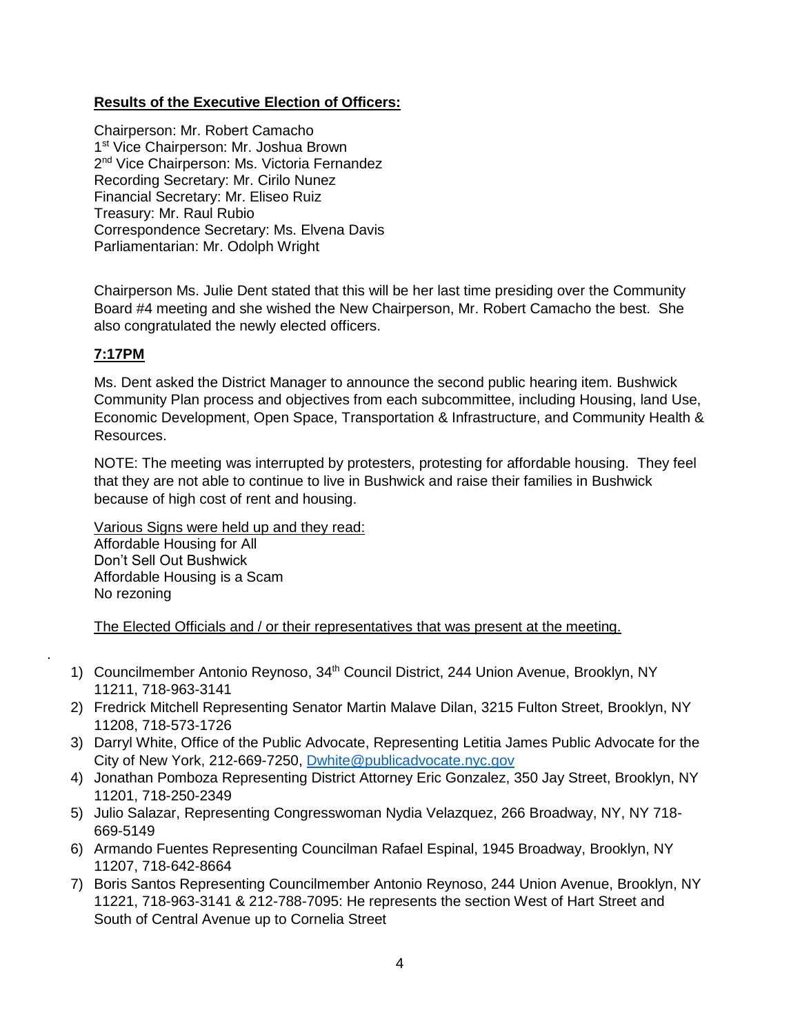**Results of the Executive Election of Officers:**

Chairperson: Mr. Robert Camacho
1st Vice Chairperson: Mr. Joshua Brown
2nd Vice Chairperson: Ms. Victoria Fernandez
Recording Secretary: Mr. Cirilo Nunez
Financial Secretary: Mr. Eliseo Ruiz
Treasury: Mr. Raul Rubio
Correspondence Secretary: Ms. Elvena Davis
Parliamentarian: Mr. Odolph Wright

Chairperson Ms. Julie Dent stated that this will be her last time presiding over the Community Board #4 meeting and she wished the New Chairperson, Mr. Robert Camacho the best. She also congratulated the newly elected officers.

**7:17PM**

Ms. Dent asked the District Manager to announce the second public hearing item. Bushwick Community Plan process and objectives from each subcommittee, including Housing, land Use, Economic Development, Open Space, Transportation & Infrastructure, and Community Health & Resources.

NOTE: The meeting was interrupted by protesters, protesting for affordable housing. They feel that they are not able to continue to live in Bushwick and raise their families in Bushwick because of high cost of rent and housing.

Various Signs were held up and they read:
Affordable Housing for All
Don't Sell Out Bushwick
Affordable Housing is a Scam
No rezoning

The Elected Officials and / or their representatives that was present at the meeting.

1) Councilmember Antonio Reynoso, 34th Council District, 244 Union Avenue, Brooklyn, NY 11211, 718-963-3141
2) Fredrick Mitchell Representing Senator Martin Malave Dilan, 3215 Fulton Street, Brooklyn, NY 11208, 718-573-1726
3) Darryl White, Office of the Public Advocate, Representing Letitia James Public Advocate for the City of New York, 212-669-7250, Dwhite@publicadvocate.nyc.gov
4) Jonathan Pomboza Representing District Attorney Eric Gonzalez, 350 Jay Street, Brooklyn, NY 11201, 718-250-2349
5) Julio Salazar, Representing Congresswoman Nydia Velazquez, 266 Broadway, NY, NY 718-669-5149
6) Armando Fuentes Representing Councilman Rafael Espinal, 1945 Broadway, Brooklyn, NY 11207, 718-642-8664
7) Boris Santos Representing Councilmember Antonio Reynoso, 244 Union Avenue, Brooklyn, NY 11221, 718-963-3141 & 212-788-7095: He represents the section West of Hart Street and South of Central Avenue up to Cornelia Street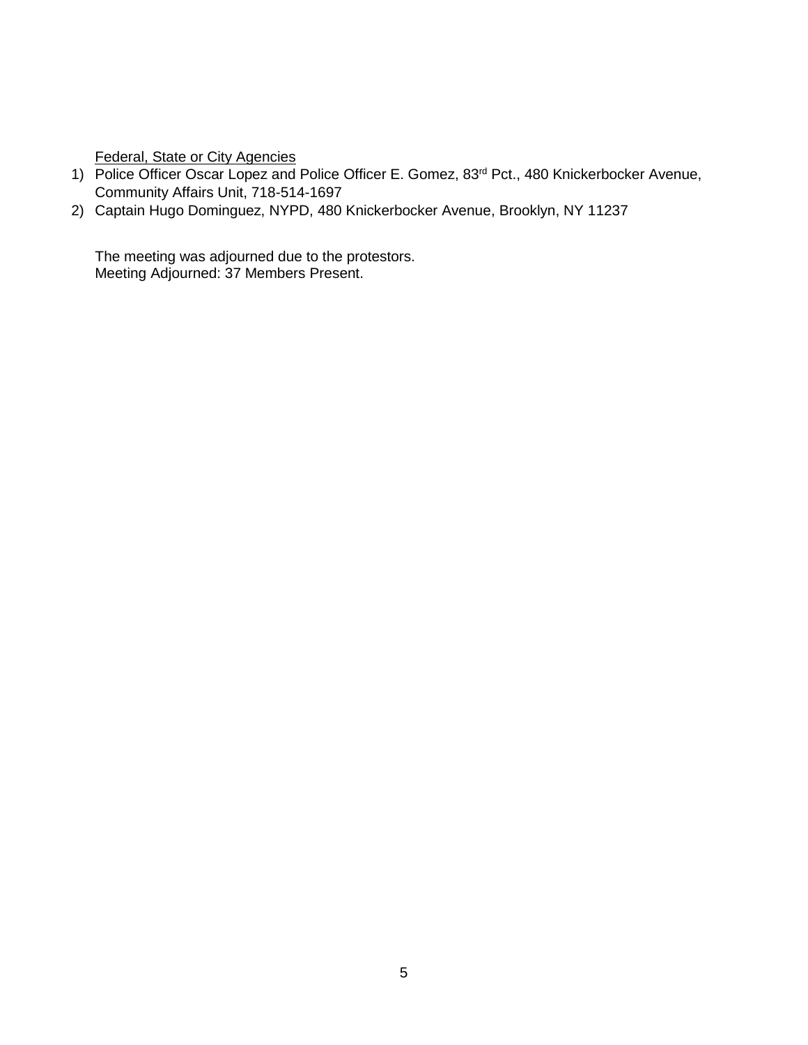<u>Federal, State or City Agencies</u>

1) Police Officer Oscar Lopez and Police Officer E. Gomez, 83rd Pct., 480 Knickerbocker Avenue, Community Affairs Unit, 718-514-1697
2) Captain Hugo Dominguez, NYPD, 480 Knickerbocker Avenue, Brooklyn, NY 11237

The meeting was adjourned due to the protestors.
Meeting Adjourned: 37 Members Present.